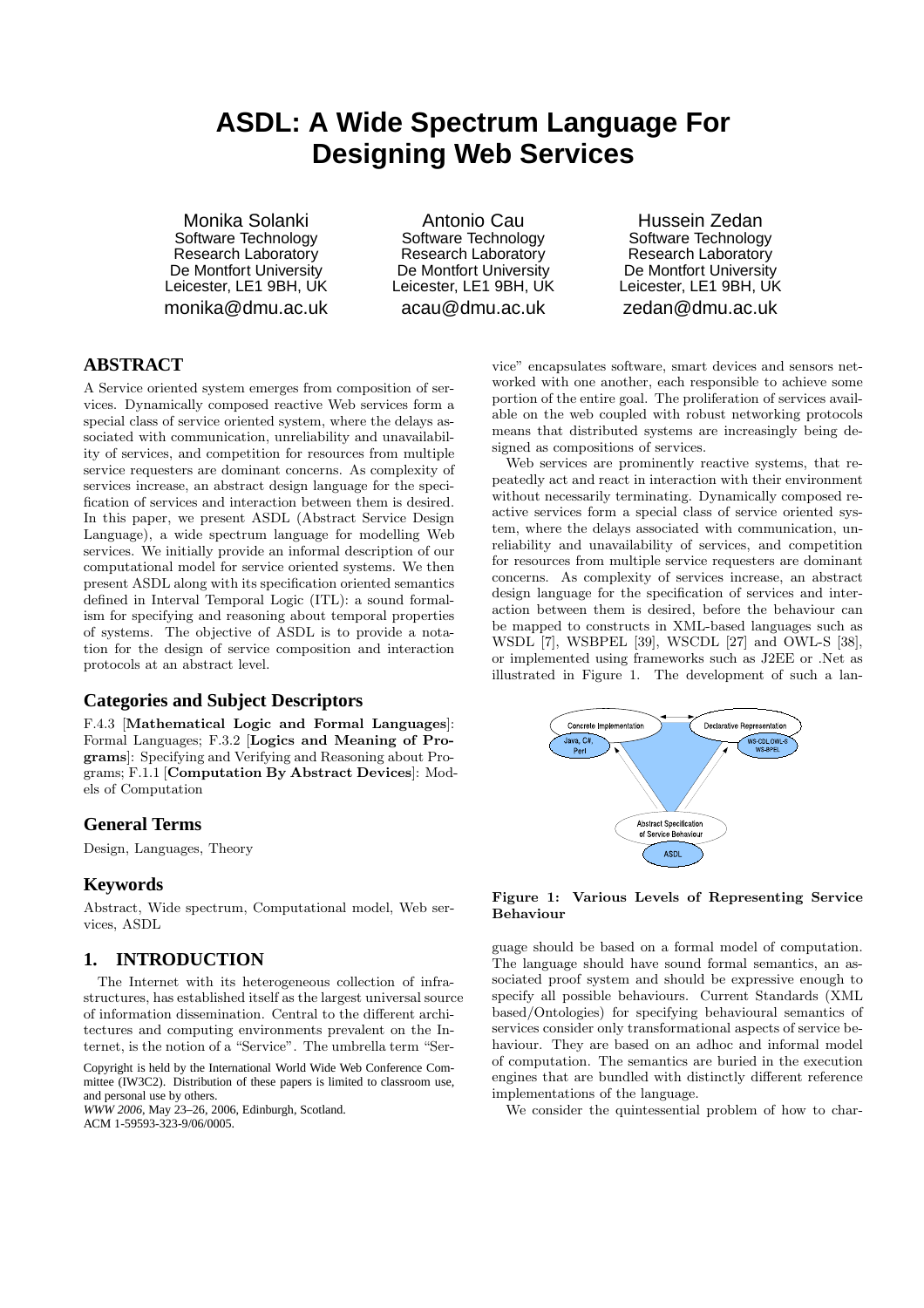# ASDL: A Wide Spectrum Language For Designing Web Services

Monika Solanki
Software Technology Research Laboratory
De Montfort University
Leicester, LE1 9BH, UK
monika@dmu.ac.uk

Antonio Cau
Software Technology Research Laboratory
De Montfort University
Leicester, LE1 9BH, UK
acau@dmu.ac.uk

Hussein Zedan
Software Technology Research Laboratory
De Montfort University
Leicester, LE1 9BH, UK
zedan@dmu.ac.uk

## ABSTRACT

A Service oriented system emerges from composition of services. Dynamically composed reactive Web services form a special class of service oriented system, where the delays associated with communication, unreliability and unavailability of services, and competition for resources from multiple service requesters are dominant concerns. As complexity of services increase, an abstract design language for the specification of services and interaction between them is desired. In this paper, we present ASDL (Abstract Service Design Language), a wide spectrum language for modelling Web services. We initially provide an informal description of our computational model for service oriented systems. We then present ASDL along with its specification oriented semantics defined in Interval Temporal Logic (ITL): a sound formalism for specifying and reasoning about temporal properties of systems. The objective of ASDL is to provide a notation for the design of service composition and interaction protocols at an abstract level.

## Categories and Subject Descriptors

F.4.3 [**Mathematical Logic and Formal Languages**]: Formal Languages; F.3.2 [**Logics and Meaning of Programs**]: Specifying and Verifying and Reasoning about Programs; F.1.1 [**Computation By Abstract Devices**]: Models of Computation

## General Terms

Design, Languages, Theory

## Keywords

Abstract, Wide spectrum, Computational model, Web services, ASDL

## 1. INTRODUCTION

The Internet with its heterogeneous collection of infrastructures, has established itself as the largest universal source of information dissemination. Central to the different architectures and computing environments prevalent on the Internet, is the notion of a "Service". The umbrella term "Service" encapsulates software, smart devices and sensors networked with one another, each responsible to achieve some portion of the entire goal. The proliferation of services available on the web coupled with robust networking protocols means that distributed systems are increasingly being designed as compositions of services.

Web services are prominently reactive systems, that repeatedly act and react in interaction with their environment without necessarily terminating. Dynamically composed reactive services form a special class of service oriented system, where the delays associated with communication, unreliability and unavailability of services, and competition for resources from multiple service requesters are dominant concerns. As complexity of services increase, an abstract design language for the specification of services and interaction between them is desired, before the behaviour can be mapped to constructs in XML-based languages such as WSDL [7], WSBPEL [39], WSCDL [27] and OWL-S [38], or implemented using frameworks such as J2EE or .Net as illustrated in Figure 1. The development of such a language should be based on a formal model of computation. The language should have sound formal semantics, an associated proof system and should be expressive enough to specify all possible behaviours. Current Standards (XML based/Ontologies) for specifying behavioural semantics of services consider only transformational aspects of service behaviour. They are based on an adhoc and informal model of computation. The semantics are buried in the execution engines that are bundled with distinctly different reference implementations of the language.

**Figure 1: Various Levels of Representing Service Behaviour**

We consider the quintessential problem of how to char-

Copyright is held by the International World Wide Web Conference Committee (IW3C2). Distribution of these papers is limited to classroom use, and personal use by others.
*WWW 2006*, May 23–26, 2006, Edinburgh, Scotland.
ACM 1-59593-323-9/06/0005.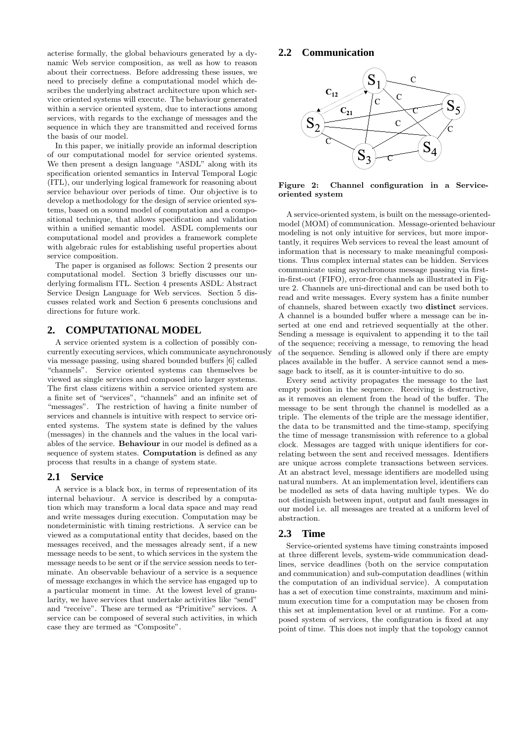acterise formally, the global behaviours generated by a dynamic Web service composition, as well as how to reason about their correctness. Before addressing these issues, we need to precisely define a computational model which describes the underlying abstract architecture upon which service oriented systems will execute. The behaviour generated within a service oriented system, due to interactions among services, with regards to the exchange of messages and the sequence in which they are transmitted and received forms the basis of our model.

In this paper, we initially provide an informal description of our computational model for service oriented systems. We then present a design language "ASDL" along with its specification oriented semantics in Interval Temporal Logic (ITL), our underlying logical framework for reasoning about service behaviour over periods of time. Our objective is to develop a methodology for the design of service oriented systems, based on a sound model of computation and a compositional technique, that allows specification and validation within a unified semantic model. ASDL complements our computational model and provides a framework complete with algebraic rules for establishing useful properties about service composition.

The paper is organised as follows: Section 2 presents our computational model. Section 3 briefly discusses our underlying formalism ITL. Section 4 presents ASDL: Abstract Service Design Language for Web services. Section 5 discusses related work and Section 6 presents conclusions and directions for future work.

## 2. COMPUTATIONAL MODEL

A service oriented system is a collection of possibly concurrently executing services, which communicate asynchronously via message passing, using shared bounded buffers [6] called "channels". Service oriented systems can themselves be viewed as single services and composed into larger systems. The first class citizens within a service oriented system are a finite set of "services", "channels" and an infinite set of "messages". The restriction of having a finite number of services and channels is intuitive with respect to service oriented systems. The system state is defined by the values (messages) in the channels and the values in the local variables of the service. **Behaviour** in our model is defined as a sequence of system states. **Computation** is defined as any process that results in a change of system state.

### 2.1 Service

A service is a black box, in terms of representation of its internal behaviour. A service is described by a computation which may transform a local data space and may read and write messages during execution. Computation may be nondeterministic with timing restrictions. A service can be viewed as a computational entity that decides, based on the messages received, and the messages already sent, if a new message needs to be sent, to which services in the system the message needs to be sent or if the service session needs to terminate. An observable behaviour of a service is a sequence of message exchanges in which the service has engaged up to a particular moment in time. At the lowest level of granularity, we have services that undertake activities like "send" and "receive". These are termed as "Primitive" services. A service can be composed of several such activities, in which case they are termed as "Composite".

### 2.2 Communication

**Figure 2: Channel configuration in a Service-oriented system**

A service-oriented system, is built on the message-oriented-model (MOM) of communication. Message-oriented behaviour modeling is not only intuitive for services, but more importantly, it requires Web services to reveal the least amount of information that is necessary to make meaningful compositions. Thus complex internal states can be hidden. Services communicate using asynchronous message passing via first-in-first-out (FIFO), error-free channels as illustrated in Figure 2. Channels are uni-directional and can be used both to read and write messages. Every system has a finite number of channels, shared between exactly two **distinct** services. A channel is a bounded buffer where a message can be inserted at one end and retrieved sequentially at the other. Sending a message is equivalent to appending it to the tail of the sequence; receiving a message, to removing the head of the sequence. Sending is allowed only if there are empty places available in the buffer. A service cannot send a message back to itself, as it is counter-intuitive to do so.

Every send activity propagates the message to the last empty position in the sequence. Receiving is destructive, as it removes an element from the head of the buffer. The message to be sent through the channel is modelled as a triple. The elements of the triple are the message identifier, the data to be transmitted and the time-stamp, specifying the time of message transmission with reference to a global clock. Messages are tagged with unique identifiers for correlating between the sent and received messages. Identifiers are unique across complete transactions between services. At an abstract level, message identifiers are modelled using natural numbers. At an implementation level, identifiers can be modelled as sets of data having multiple types. We do not distinguish between input, output and fault messages in our model i.e. all messages are treated at a uniform level of abstraction.

### 2.3 Time

Service-oriented systems have timing constraints imposed at three different levels, system-wide communication deadlines, service deadlines (both on the service computation and communication) and sub-computation deadlines (within the computation of an individual service). A computation has a set of execution time constraints, maximum and minimum execution time for a computation may be chosen from this set at implementation level or at runtime. For a composed system of services, the configuration is fixed at any point of time. This does not imply that the topology cannot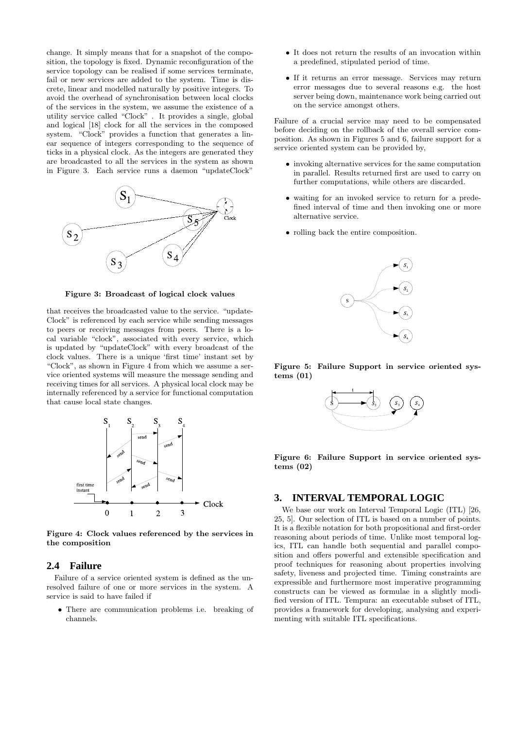change. It simply means that for a snapshot of the composition, the topology is fixed. Dynamic reconfiguration of the service topology can be realised if some services terminate, fail or new services are added to the system. Time is discrete, linear and modelled naturally by positive integers. To avoid the overhead of synchronisation between local clocks of the services in the system, we assume the existence of a utility service called "Clock" . It provides a single, global and logical [18] clock for all the services in the composed system. "Clock" provides a function that generates a linear sequence of integers corresponding to the sequence of ticks in a physical clock. As the integers are generated they are broadcasted to all the services in the system as shown in Figure 3. Each service runs a daemon "updateClock"

**Figure 3: Broadcast of logical clock values**

that receives the broadcasted value to the service. "updateClock" is referenced by each service while sending messages to peers or receiving messages from peers. There is a local variable "clock", associated with every service, which is updated by "updateClock" with every broadcast of the clock values. There is a unique 'first time' instant set by "Clock", as shown in Figure 4 from which we assume a service oriented systems will measure the message sending and receiving times for all services. A physical local clock may be internally referenced by a service for functional computation that cause local state changes.

**Figure 4: Clock values referenced by the services in the composition**

## 2.4 Failure

Failure of a service oriented system is defined as the unresolved failure of one or more services in the system. A service is said to have failed if

- There are communication problems i.e. breaking of channels.
- It does not return the results of an invocation within a predefined, stipulated period of time.
- If it returns an error message. Services may return error messages due to several reasons e.g. the host server being down, maintenance work being carried out on the service amongst others.

Failure of a crucial service may need to be compensated before deciding on the rollback of the overall service composition. As shown in Figures 5 and 6, failure support for a service oriented system can be provided by,

- invoking alternative services for the same computation in parallel. Results returned first are used to carry on further computations, while others are discarded.
- waiting for an invoked service to return for a predefined interval of time and then invoking one or more alternative service.
- rolling back the entire composition.

**Figure 5: Failure Support in service oriented systems (01)**

**Figure 6: Failure Support in service oriented systems (02)**

# 3. INTERVAL TEMPORAL LOGIC

We base our work on Interval Temporal Logic (ITL) [26, 25, 5]. Our selection of ITL is based on a number of points. It is a flexible notation for both propositional and first-order reasoning about periods of time. Unlike most temporal logics, ITL can handle both sequential and parallel composition and offers powerful and extensible specification and proof techniques for reasoning about properties involving safety, liveness and projected time. Timing constraints are expressible and furthermore most imperative programming constructs can be viewed as formulae in a slightly modified version of ITL. Tempura: an executable subset of ITL, provides a framework for developing, analysing and experimenting with suitable ITL specifications.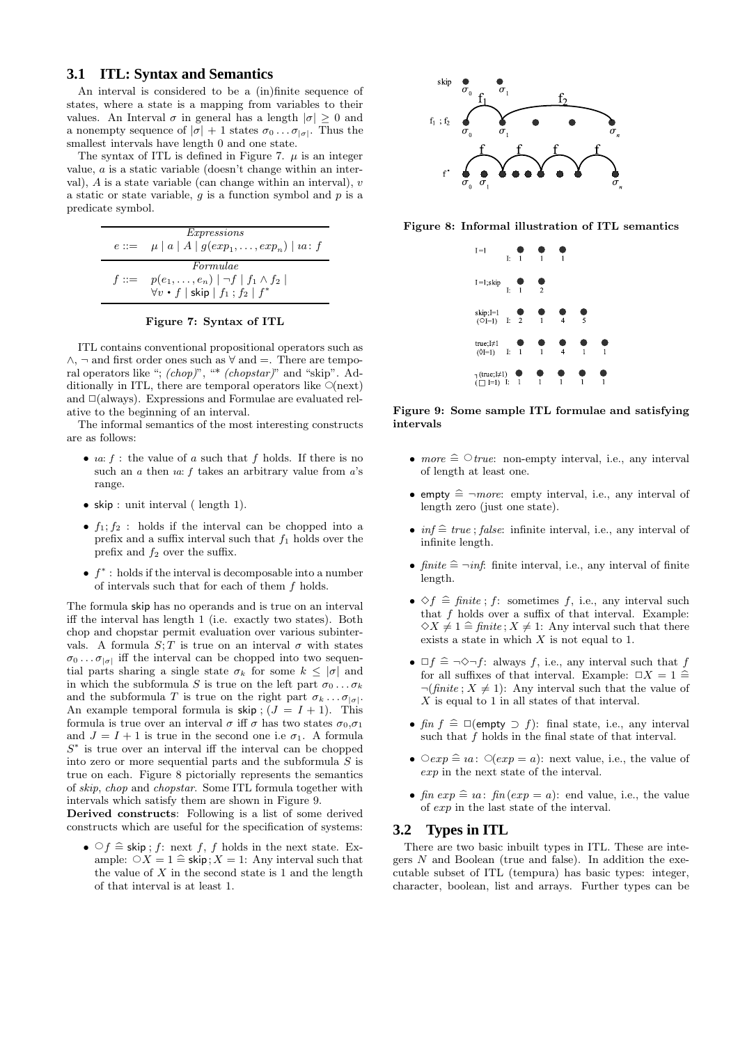### 3.1 ITL: Syntax and Semantics

An interval is considered to be a (in)finite sequence of states, where a state is a mapping from variables to their values. An Interval $\sigma$ in general has a length $|\sigma| \geq 0$ and a nonempty sequence of $|\sigma|+1$ states $\sigma_0 \ldots \sigma_{|\sigma|}$. Thus the smallest intervals have length 0 and one state.

The syntax of ITL is defined in Figure 7. $\mu$ is an integer value, $a$ is a static variable (doesn't change within an interval), $A$ is a state variable (can change within an interval), $v$ a static or state variable, $g$ is a function symbol and $p$ is a predicate symbol.

| | *Expressions* |
|---|---|
| $e ::=$ | $\mu \mid a \mid A \mid g(exp_1, \ldots, exp_n) \mid \imath a \colon f$ |
| | *Formulae* |
| $f ::=$ | $p(e_1, \ldots, e_n) \mid \neg f \mid f_1 \wedge f_2 \mid$ $\forall v \bullet f \mid \mathsf{skip} \mid f_1 \,;\, f_2 \mid f^*$ |

**Figure 7: Syntax of ITL**

ITL contains conventional propositional operators such as $\wedge$, $\neg$ and first order ones such as $\forall$ and $=$. There are temporal operators like "; *(chop)*", "\* *(chopstar)*" and "skip". Additionally in ITL, there are temporal operators like $\bigcirc$(next) and $\Box$(always). Expressions and Formulae are evaluated relative to the beginning of an interval.

The informal semantics of the most interesting constructs are as follows:

- $\imath a \colon f$ : the value of $a$ such that $f$ holds. If there is no such an $a$ then $\imath a \colon f$ takes an arbitrary value from $a$'s range.
- skip : unit interval ( length 1).
- $f_1; f_2$ : holds if the interval can be chopped into a prefix and a suffix interval such that $f_1$ holds over the prefix and $f_2$ over the suffix.
- $f^*$ : holds if the interval is decomposable into a number of intervals such that for each of them $f$ holds.

The formula skip has no operands and is true on an interval iff the interval has length 1 (i.e. exactly two states). Both chop and chopstar permit evaluation over various subintervals. A formula $S;T$ is true on an interval $\sigma$ with states $\sigma_0 \ldots \sigma_{|\sigma|}$ iff the interval can be chopped into two sequential parts sharing a single state $\sigma_k$ for some $k \leq |\sigma|$ and in which the subformula $S$ is true on the left part $\sigma_0 \ldots \sigma_k$ and the subformula $T$ is true on the right part $\sigma_k \ldots \sigma_{|\sigma|}$. An example temporal formula is skip ; $(J = I + 1)$. This formula is true over an interval $\sigma$ iff $\sigma$ has two states $\sigma_0$,$\sigma_1$ and $J = I + 1$ is true in the second one i.e $\sigma_1$. A formula $S^*$ is true over an interval iff the interval can be chopped into zero or more sequential parts and the subformula $S$ is true on each. Figure 8 pictorially represents the semantics of *skip*, *chop* and *chopstar*. Some ITL formula together with intervals which satisfy them are shown in Figure 9.

**Derived constructs**: Following is a list of some derived constructs which are useful for the specification of systems:

- $\bigcirc f \mathrel{\widehat=} \mathsf{skip} \,;\, f$: next $f$, $f$ holds in the next state. Example: $\bigcirc X = 1 \mathrel{\widehat=} \mathsf{skip}; X = 1$: Any interval such that the value of $X$ in the second state is 1 and the length of that interval is at least 1.

**Figure 8: Informal illustration of ITL semantics**

**Figure 9: Some sample ITL formulae and satisfying intervals**

- $\mathit{more} \mathrel{\widehat=} \bigcirc \mathit{true}$: non-empty interval, i.e., any interval of length at least one.
- $\mathsf{empty} \mathrel{\widehat=} \neg \mathit{more}$: empty interval, i.e., any interval of length zero (just one state).
- $\mathit{inf} \mathrel{\widehat=} \mathit{true} \,;\, \mathit{false}$: infinite interval, i.e., any interval of infinite length.
- $\mathit{finite} \mathrel{\widehat=} \neg \mathit{inf}$: finite interval, i.e., any interval of finite length.
- $\Diamond f \mathrel{\widehat=} \mathit{finite} \,;\, f$: sometimes $f$, i.e., any interval such that $f$ holds over a suffix of that interval. Example: $\Diamond X \neq 1 \mathrel{\widehat=} \mathit{finite} \,;\, X \neq 1$: Any interval such that there exists a state in which $X$ is not equal to 1.
- $\Box f \mathrel{\widehat=} \neg \Diamond \neg f$: always $f$, i.e., any interval such that $f$ for all suffixes of that interval. Example: $\Box X = 1 \mathrel{\widehat=} \neg(\mathit{finite} \,;\, X \neq 1)$: Any interval such that the value of $X$ is equal to 1 in all states of that interval.
- $\mathit{fin}\ f \mathrel{\widehat=} \Box(\mathsf{empty} \supset f)$: final state, i.e., any interval such that $f$ holds in the final state of that interval.
- $\bigcirc \mathit{exp} \mathrel{\widehat=} \imath a \colon \bigcirc(\mathit{exp} = a)$: next value, i.e., the value of $\mathit{exp}$ in the next state of the interval.
- $\mathit{fin}\ \mathit{exp} \mathrel{\widehat=} \imath a \colon \mathit{fin}(\mathit{exp} = a)$: end value, i.e., the value of $\mathit{exp}$ in the last state of the interval.

### 3.2 Types in ITL

There are two basic inbuilt types in ITL. These are integers $N$ and Boolean (true and false). In addition the executable subset of ITL (tempura) has basic types: integer, character, boolean, list and arrays. Further types can be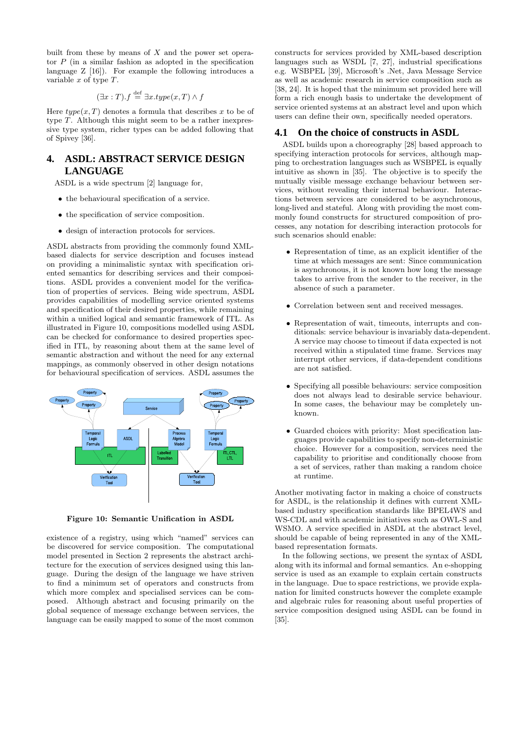built from these by means of $X$ and the power set operator $P$ (in a similar fashion as adopted in the specification language Z [16]). For example the following introduces a variable $x$ of type $T$.

$$(\exists x : T).f \stackrel{\text{def}}{=} \exists x.type(x, T) \wedge f$$

Here $type(x, T)$ denotes a formula that describes $x$ to be of type $T$. Although this might seem to be a rather inexpressive type system, richer types can be added following that of Spivey [36].

# 4. ASDL: ABSTRACT SERVICE DESIGN LANGUAGE

ASDL is a wide spectrum [2] language for,

- the behavioural specification of a service.
- the specification of service composition.
- design of interaction protocols for services.

ASDL abstracts from providing the commonly found XML-based dialects for service description and focuses instead on providing a minimalistic syntax with specification oriented semantics for describing services and their compositions. ASDL provides a convenient model for the verification of properties of services. Being wide spectrum, ASDL provides capabilities of modelling service oriented systems and specification of their desired properties, while remaining within a unified logical and semantic framework of ITL. As illustrated in Figure 10, compositions modelled using ASDL can be checked for conformance to desired properties specified in ITL, by reasoning about them at the same level of semantic abstraction and without the need for any external mappings, as commonly observed in other design notations for behavioural specification of services. ASDL assumes the existence of a registry, using which "named" services can be discovered for service composition. The computational model presented in Section 2 represents the abstract architecture for the execution of services designed using this language. During the design of the language we have striven to find a minimum set of operators and constructs from which more complex and specialised services can be composed. Although abstract and focusing primarily on the global sequence of message exchange between services, the language can be easily mapped to some of the most common constructs for services provided by XML-based description languages such as WSDL [7, 27], industrial specifications e.g. WSBPEL [39], Microsoft's .Net, Java Message Service as well as academic research in service composition such as [38, 24]. It is hoped that the minimum set provided here will form a rich enough basis to undertake the development of service oriented systems at an abstract level and upon which users can define their own, specifically needed operators.

**Figure 10: Semantic Unification in ASDL**

## 4.1 On the choice of constructs in ASDL

ASDL builds upon a choreography [28] based approach to specifying interaction protocols for services, although mapping to orchestration languages such as WSBPEL is equally intuitive as shown in [35]. The objective is to specify the mutually visible message exchange behaviour between services, without revealing their internal behaviour. Interactions between services are considered to be asynchronous, long-lived and stateful. Along with providing the most commonly found constructs for structured composition of processes, any notation for describing interaction protocols for such scenarios should enable:

- Representation of time, as an explicit identifier of the time at which messages are sent: Since communication is asynchronous, it is not known how long the message takes to arrive from the sender to the receiver, in the absence of such a parameter.
- Correlation between sent and received messages.
- Representation of wait, timeouts, interrupts and conditionals: service behaviour is invariably data-dependent. A service may choose to timeout if data expected is not received within a stipulated time frame. Services may interrupt other services, if data-dependent conditions are not satisfied.
- Specifying all possible behaviours: service composition does not always lead to desirable service behaviour. In some cases, the behaviour may be completely unknown.
- Guarded choices with priority: Most specification languages provide capabilities to specify non-deterministic choice. However for a composition, services need the capability to prioritise and conditionally choose from a set of services, rather than making a random choice at runtime.

Another motivating factor in making a choice of constructs for ASDL, is the relationship it defines with current XML-based industry specification standards like BPEL4WS and WS-CDL and with academic initiatives such as OWL-S and WSMO. A service specified in ASDL at the abstract level, should be capable of being represented in any of the XML-based representation formats.

In the following sections, we present the syntax of ASDL along with its informal and formal semantics. An e-shopping service is used as an example to explain certain constructs in the language. Due to space restrictions, we provide explanation for limited constructs however the complete example and algebraic rules for reasoning about useful properties of service composition designed using ASDL can be found in [35].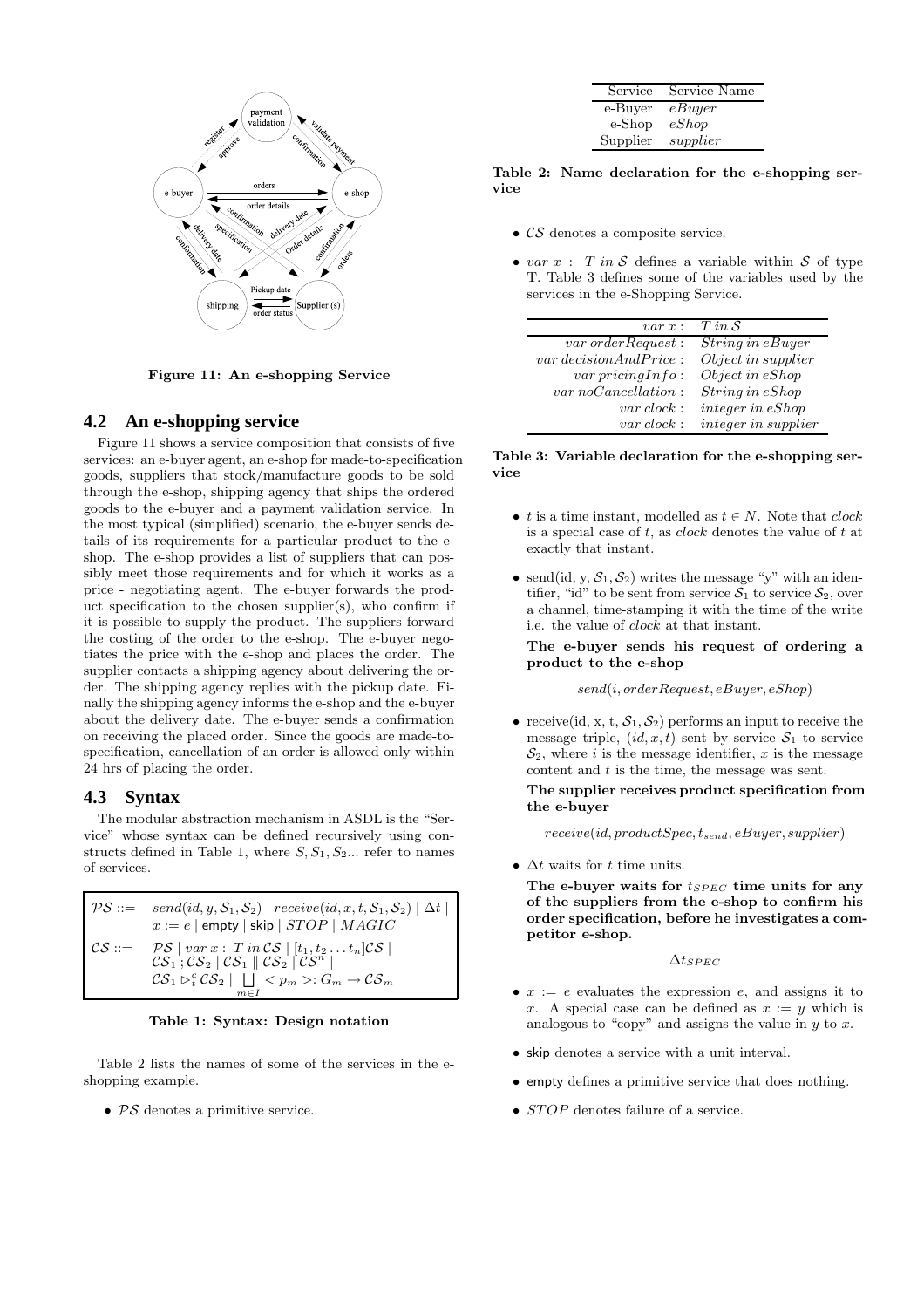Figure 11: An e-shopping Service

## 4.2 An e-shopping service

Figure 11 shows a service composition that consists of five services: an e-buyer agent, an e-shop for made-to-specification goods, suppliers that stock/manufacture goods to be sold through the e-shop, shipping agency that ships the ordered goods to the e-buyer and a payment validation service. In the most typical (simplified) scenario, the e-buyer sends details of its requirements for a particular product to the e-shop. The e-shop provides a list of suppliers that can possibly meet those requirements and for which it works as a price - negotiating agent. The e-buyer forwards the product specification to the chosen supplier(s), who confirm if it is possible to supply the product. The suppliers forward the costing of the order to the e-shop. The e-buyer negotiates the price with the e-shop and places the order. The supplier contacts a shipping agency about delivering the order. The shipping agency replies with the pickup date. Finally the shipping agency informs the e-shop and the e-buyer about the delivery date. The e-buyer sends a confirmation on receiving the placed order. Since the goods are made-to-specification, cancellation of an order is allowed only within 24 hrs of placing the order.

## 4.3 Syntax

The modular abstraction mechanism in ASDL is the "Service" whose syntax can be defined recursively using constructs defined in Table 1, where $S, S_1, S_2 ...$ refer to names of services.

$$\mathcal{PS} ::= send(id, y, \mathcal{S}_1, \mathcal{S}_2) \mid receive(id, x, t, \mathcal{S}_1, \mathcal{S}_2) \mid \Delta t \mid x := e \mid \mathsf{empty} \mid \mathsf{skip} \mid STOP \mid MAGIC$$

$$\mathcal{CS} ::= \mathcal{PS} \mid var\ x : T\ in\ \mathcal{CS} \mid [t_1, t_2 \ldots t_n]\mathcal{CS} \mid \mathcal{CS}_1 ; \mathcal{CS}_2 \mid \mathcal{CS}_1 \parallel \mathcal{CS}_2 \mid \mathcal{CS}^n \mid \mathcal{CS}_1 \rhd_t^c \mathcal{CS}_2 \mid \bigsqcup_{m \in I} < p_m >: G_m \rightarrow \mathcal{CS}_m$$

Table 1: Syntax: Design notation

Table 2 lists the names of some of the services in the e-shopping example.

- $\mathcal{PS}$ denotes a primitive service.

| Service | Service Name |
|---|---|
| e-Buyer | *eBuyer* |
| e-Shop | *eShop* |
| Supplier | *supplier* |

Table 2: Name declaration for the e-shopping service

- $\mathcal{CS}$ denotes a composite service.
- $var\ x\ :\ T\ in\ \mathcal{S}$ defines a variable within $\mathcal{S}$ of type T. Table 3 defines some of the variables used by the services in the e-Shopping Service.

| $var\ x :$ | $T\ in\ \mathcal{S}$ |
|---|---|
| $var\ orderRequest :$ | $String\ in\ eBuyer$ |
| $var\ decisionAndPrice :$ | $Object\ in\ supplier$ |
| $var\ pricingInfo :$ | $Object\ in\ eShop$ |
| $var\ noCancellation :$ | $String\ in\ eShop$ |
| $var\ clock :$ | $integer\ in\ eShop$ |
| $var\ clock :$ | $integer\ in\ supplier$ |

Table 3: Variable declaration for the e-shopping service

- $t$ is a time instant, modelled as $t \in N$. Note that *clock* is a special case of $t$, as *clock* denotes the value of $t$ at exactly that instant.
- send(id, y, $\mathcal{S}_1, \mathcal{S}_2$) writes the message "y" with an identifier, "id" to be sent from service $\mathcal{S}_1$ to service $\mathcal{S}_2$, over a channel, time-stamping it with the time of the write i.e. the value of *clock* at that instant.

  **The e-buyer sends his request of ordering a product to the e-shop**

  $$send(i, orderRequest, eBuyer, eShop)$$

- receive(id, x, t, $\mathcal{S}_1, \mathcal{S}_2$) performs an input to receive the message triple, $(id, x, t)$ sent by service $\mathcal{S}_1$ to service $\mathcal{S}_2$, where $i$ is the message identifier, $x$ is the message content and $t$ is the time, the message was sent.

  **The supplier receives product specification from the e-buyer**

  $$receive(id, productSpec, t_{send}, eBuyer, supplier)$$

- $\Delta t$ waits for $t$ time units.

  **The e-buyer waits for $t_{SPEC}$ time units for any of the suppliers from the e-shop to confirm his order specification, before he investigates a competitor e-shop.**

  $$\Delta t_{SPEC}$$

- $x := e$ evaluates the expression $e$, and assigns it to $x$. A special case can be defined as $x := y$ which is analogous to "copy" and assigns the value in $y$ to $x$.
- skip denotes a service with a unit interval.
- empty defines a primitive service that does nothing.
- $STOP$ denotes failure of a service.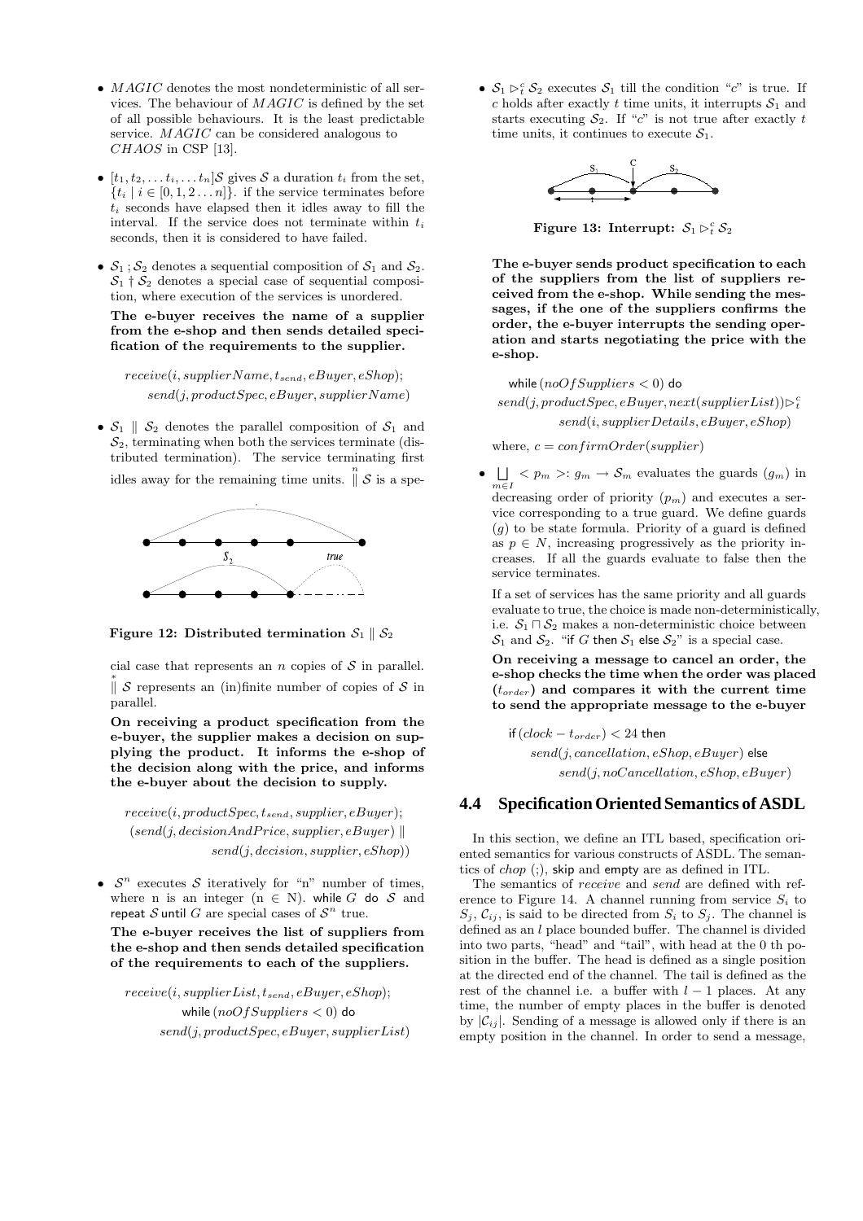- $MAGIC$ denotes the most nondeterministic of all services. The behaviour of $MAGIC$ is defined by the set of all possible behaviours. It is the least predictable service. $MAGIC$ can be considered analogous to $CHAOS$ in CSP [13].

- $[t_1, t_2, \ldots t_i, \ldots t_n]\mathcal{S}$ gives $\mathcal{S}$ a duration $t_i$ from the set, $\{t_i \mid i \in [0, 1, 2 \ldots n]\}$. if the service terminates before $t_i$ seconds have elapsed then it idles away to fill the interval. If the service does not terminate within $t_i$ seconds, then it is considered to have failed.

- $\mathcal{S}_1 \,;\, \mathcal{S}_2$ denotes a sequential composition of $\mathcal{S}_1$ and $\mathcal{S}_2$. $\mathcal{S}_1 \dagger \mathcal{S}_2$ denotes a special case of sequential composition, where execution of the services is unordered.

  **The e-buyer receives the name of a supplier from the e-shop and then sends detailed specification of the requirements to the supplier.**

  $$receive(i, supplierName, t_{send}, eBuyer, eShop);$$
  $$send(j, productSpec, eBuyer, supplierName)$$

- $\mathcal{S}_1 \parallel \mathcal{S}_2$ denotes the parallel composition of $\mathcal{S}_1$ and $\mathcal{S}_2$, terminating when both the services terminate (distributed termination). The service terminating first idles away for the remaining time units. $\overset{n}{\parallel} \mathcal{S}$ is a special case that represents an $n$ copies of $\mathcal{S}$ in parallel. $\overset{*}{\parallel} \mathcal{S}$ represents an (in)finite number of copies of $\mathcal{S}$ in parallel.

Figure 12: Distributed termination $\mathcal{S}_1 \parallel \mathcal{S}_2$

  **On receiving a product specification from the e-buyer, the supplier makes a decision on supplying the product. It informs the e-shop of the decision along with the price, and informs the e-buyer about the decision to supply.**

  $$receive(i, productSpec, t_{send}, supplier, eBuyer);$$
  $$(send(j, decisionAndPrice, supplier, eBuyer) \parallel$$
  $$send(j, decision, supplier, eShop))$$

- $\mathcal{S}^n$ executes $\mathcal{S}$ iteratively for "n" number of times, where n is an integer ($n \in N$). while $G$ do $\mathcal{S}$ and repeat $\mathcal{S}$ until $G$ are special cases of $\mathcal{S}^n$ true.

  **The e-buyer receives the list of suppliers from the e-shop and then sends detailed specification of the requirements to each of the suppliers.**

  $$receive(i, supplierList, t_{send}, eBuyer, eShop);$$
  $$\text{while } (noOfSuppliers < 0) \text{ do}$$
  $$send(j, productSpec, eBuyer, supplierList)$$

- $\mathcal{S}_1 \rhd_t^c \mathcal{S}_2$ executes $\mathcal{S}_1$ till the condition "$c$" is true. If $c$ holds after exactly $t$ time units, it interrupts $\mathcal{S}_1$ and starts executing $\mathcal{S}_2$. If "$c$" is not true after exactly $t$ time units, it continues to execute $\mathcal{S}_1$.

Figure 13: Interrupt: $\mathcal{S}_1 \rhd_t^c \mathcal{S}_2$

  **The e-buyer sends product specification to each of the suppliers from the list of suppliers received from the e-shop. While sending the messages, if the one of the suppliers confirms the order, the e-buyer interrupts the sending operation and starts negotiating the price with the e-shop.**

  $$\text{while } (noOfSuppliers < 0) \text{ do}$$
  $$send(j, productSpec, eBuyer, next(supplierList)) \rhd_t^c$$
  $$send(i, supplierDetails, eBuyer, eShop)$$

  where, $c = confirmOrder(supplier)$

- $\bigsqcup_{m \in I} < p_m >: g_m \rightarrow \mathcal{S}_m$ evaluates the guards ($g_m$) in decreasing order of priority ($p_m$) and executes a service corresponding to a true guard. We define guards ($g$) to be state formula. Priority of a guard is defined as $p \in N$, increasing progressively as the priority increases. If all the guards evaluate to false then the service terminates.

  If a set of services has the same priority and all guards evaluate to true, the choice is made non-deterministically, i.e. $\mathcal{S}_1 \sqcap \mathcal{S}_2$ makes a non-deterministic choice between $\mathcal{S}_1$ and $\mathcal{S}_2$. "if $G$ then $\mathcal{S}_1$ else $\mathcal{S}_2$" is a special case.

  **On receiving a message to cancel an order, the e-shop checks the time when the order was placed ($t_{order}$) and compares it with the current time to send the appropriate message to the e-buyer**

  $$\text{if } (clock - t_{order}) < 24 \text{ then}$$
  $$send(j, cancellation, eShop, eBuyer) \text{ else}$$
  $$send(j, noCancellation, eShop, eBuyer)$$

## 4.4 Specification Oriented Semantics of ASDL

In this section, we define an ITL based, specification oriented semantics for various constructs of ASDL. The semantics of *chop* (;), skip and empty are as defined in ITL.

The semantics of *receive* and *send* are defined with reference to Figure 14. A channel running from service $S_i$ to $S_j$, $\mathcal{C}_{ij}$, is said to be directed from $S_i$ to $S_j$. The channel is defined as an $l$ place bounded buffer. The channel is divided into two parts, "head" and "tail", with head at the 0 th position in the buffer. The head is defined as a single position at the directed end of the channel. The tail is defined as the rest of the channel i.e. a buffer with $l - 1$ places. At any time, the number of empty places in the buffer is denoted by $|\mathcal{C}_{ij}|$. Sending of a message is allowed only if there is an empty position in the channel. In order to send a message,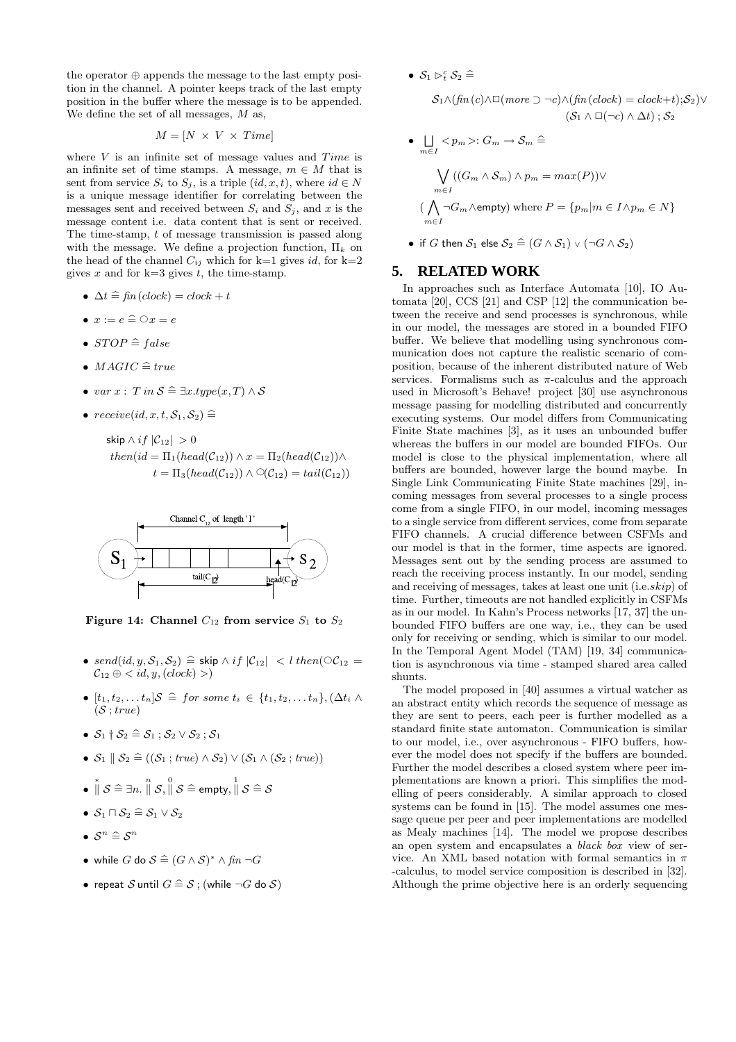the operator $\oplus$ appends the message to the last empty position in the channel. A pointer keeps track of the last empty position in the buffer where the message is to be appended. We define the set of all messages, $M$ as,

$$M = [N \times V \times Time]$$

where $V$ is an infinite set of message values and $Time$ is an infinite set of time stamps. A message, $m \in M$ that is sent from service $S_i$ to $S_j$, is a triple $(id, x, t)$, where $id \in N$ is a unique message identifier for correlating between the messages sent and received between $S_i$ and $S_j$, and $x$ is the message content i.e. data content that is sent or received. The time-stamp, $t$ of message transmission is passed along with the message. We define a projection function, $\Pi_k$ on the head of the channel $C_{ij}$ which for k=1 gives $id$, for k=2 gives $x$ and for k=3 gives $t$, the time-stamp.

- $\Delta t \mathrel{\widehat{=}} \mathit{fin}(clock) = clock + t$
- $x := e \mathrel{\widehat{=}} \bigcirc x = e$
- $STOP \mathrel{\widehat{=}} false$
- $MAGIC \mathrel{\widehat{=}} true$
- $var\ x : T\ in\ \mathcal{S} \mathrel{\widehat{=}} \exists x.type(x, T) \wedge \mathcal{S}$
- $receive(id, x, t, \mathcal{S}_1, \mathcal{S}_2) \mathrel{\widehat{=}}$

  $$\begin{aligned}&\mathsf{skip} \wedge if\ |\mathcal{C}_{12}| > 0\\ &then(id = \Pi_1(head(\mathcal{C}_{12})) \wedge x = \Pi_2(head(\mathcal{C}_{12})) \wedge\\ &\qquad t = \Pi_3(head(\mathcal{C}_{12})) \wedge \bigcirc(\mathcal{C}_{12}) = tail(\mathcal{C}_{12}))\end{aligned}$$

**Figure 14: Channel $C_{12}$ from service $S_1$ to $S_2$**

- $send(id, y, \mathcal{S}_1, \mathcal{S}_2) \mathrel{\widehat{=}} \mathsf{skip} \wedge if\ |\mathcal{C}_{12}| < l\ then(\bigcirc\mathcal{C}_{12} = \mathcal{C}_{12} \oplus <id, y, (clock)>)$
- $[t_1, t_2, \ldots t_n]\mathcal{S} \mathrel{\widehat{=}} for\ some\ t_i \in \{t_1, t_2, \ldots t_n\}, (\Delta t_i \wedge (\mathcal{S} ; true)$
- $\mathcal{S}_1 \dagger \mathcal{S}_2 \mathrel{\widehat{=}} \mathcal{S}_1 ; \mathcal{S}_2 \vee \mathcal{S}_2 ; \mathcal{S}_1$
- $\mathcal{S}_1 \parallel \mathcal{S}_2 \mathrel{\widehat{=}} ((\mathcal{S}_1 ; true) \wedge \mathcal{S}_2) \vee (\mathcal{S}_1 \wedge (\mathcal{S}_2 ; true))$
- $\overset{*}{\parallel} \mathcal{S} \mathrel{\widehat{=}} \exists n. \overset{n}{\parallel} \mathcal{S}, \overset{0}{\parallel} \mathcal{S} \mathrel{\widehat{=}} \mathsf{empty}, \overset{1}{\parallel} \mathcal{S} \mathrel{\widehat{=}} \mathcal{S}$
- $\mathcal{S}_1 \sqcap \mathcal{S}_2 \mathrel{\widehat{=}} \mathcal{S}_1 \vee \mathcal{S}_2$
- $\mathcal{S}^n \mathrel{\widehat{=}} \mathcal{S}^n$
- $\mathsf{while}\ G\ \mathsf{do}\ \mathcal{S} \mathrel{\widehat{=}} (G \wedge \mathcal{S})^* \wedge \mathit{fin}\ \neg G$
- $\mathsf{repeat}\ \mathcal{S}\ \mathsf{until}\ G \mathrel{\widehat{=}} \mathcal{S} ; (\mathsf{while}\ \neg G\ \mathsf{do}\ \mathcal{S})$
- $\mathcal{S}_1 \rhd^c_t \mathcal{S}_2 \mathrel{\widehat{=}}$

  $$\begin{aligned}&\mathcal{S}_1 \wedge (\mathit{fin}(c) \wedge \Box(more \supset \neg c) \wedge (\mathit{fin}(clock) = clock + t) ; \mathcal{S}_2) \vee\\ &\qquad (\mathcal{S}_1 \wedge \Box(\neg c) \wedge \Delta t) ; \mathcal{S}_2\end{aligned}$$

- $\bigsqcup_{m \in I} <p_m>: G_m \rightarrow \mathcal{S}_m \mathrel{\widehat{=}}$

  $$\begin{aligned}&\bigvee_{m \in I} ((G_m \wedge \mathcal{S}_m) \wedge p_m = max(P)) \vee\\ &(\bigwedge_{m \in I} \neg G_m \wedge \mathsf{empty})\ \text{where}\ P = \{p_m | m \in I \wedge p_m \in N\}\end{aligned}$$

- $\mathsf{if}\ G\ \mathsf{then}\ \mathcal{S}_1\ \mathsf{else}\ \mathcal{S}_2 \mathrel{\widehat{=}} (G \wedge \mathcal{S}_1) \vee (\neg G \wedge \mathcal{S}_2)$

## 5. RELATED WORK

In approaches such as Interface Automata [10], IO Automata [20], CCS [21] and CSP [12] the communication between the receive and send processes is synchronous, while in our model, the messages are stored in a bounded FIFO buffer. We believe that modelling using synchronous communication does not capture the realistic scenario of composition, because of the inherent distributed nature of Web services. Formalisms such as $\pi$-calculus and the approach used in Microsoft's Behave! project [30] use asynchronous message passing for modelling distributed and concurrently executing systems. Our model differs from Communicating Finite State machines [3], as it uses an unbounded buffer whereas the buffers in our model are bounded FIFOs. Our model is close to the physical implementation, where all buffers are bounded, however large the bound maybe. In Single Link Communicating Finite State machines [29], incoming messages from several processes to a single process come from a single FIFO, in our model, incoming messages to a single service from different services, come from separate FIFO channels. A crucial difference between CSFMs and our model is that in the former, time aspects are ignored. Messages sent out by the sending process are assumed to reach the receiving process instantly. In our model, sending and receiving of messages, takes at least one unit (i.e.*skip*) of time. Further, timeouts are not handled explicitly in CSFMs as in our model. In Kahn's Process networks [17, 37] the unbounded FIFO buffers are one way, i.e., they can be used only for receiving or sending, which is similar to our model. In the Temporal Agent Model (TAM) [19, 34] communication is asynchronous via time - stamped shared area called shunts.

The model proposed in [40] assumes a virtual watcher as an abstract entity which records the sequence of message as they are sent to peers, each peer is further modelled as a standard finite state automaton. Communication is similar to our model, i.e., over asynchronous - FIFO buffers, however the model does not specify if the buffers are bounded. Further the model describes a closed system where peer implementations are known a priori. This simplifies the modelling of peers considerably. A similar approach to closed systems can be found in [15]. The model assumes one message queue per peer and peer implementations are modelled as Mealy machines [14]. The model we propose describes an open system and encapsulates a *black box* view of service. An XML based notation with formal semantics in $\pi$ -calculus, to model service composition is described in [32]. Although the prime objective here is an orderly sequencing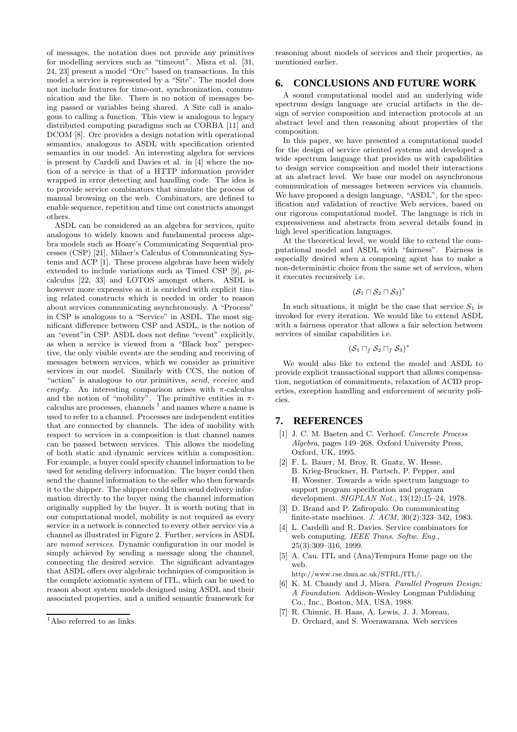of messages, the notation does not provide any primitives for modelling services such as "timeout". Misra et al. [31, 24, 23] present a model "Orc" based on transactions. In this model a service is represented by a "Site". The model does not include features for time-out, synchronization, communication and the like. There is no notion of messages being passed or variables being shared. A Site call is analogous to calling a function. This view is analogous to legacy distributed computing paradigms such as CORBA [11] and DCOM [8]. Orc provides a design notation with operational semantics, analogous to ASDL with specification oriented semantics in our model. An interesting algebra for services is present by Cardeli and Davies et al. in [4] where the notion of a service is that of a HTTP information provider wrapped in error detecting and handling code. The idea is to provide service combinators that simulate the process of manual browsing on the web. Combinators, are defined to enable sequence, repetition and time out constructs amongst others.

ASDL can be considered as an algebra for services, quite analogous to widely known and fundamental process algebra models such as Hoare's Communicating Sequential processes (CSP) [21], Milner's Calculus of Communicating Systems and ACP [1]. These process algebras have been widely extended to include variations such as Timed CSP [9], *pi*-calculus [22, 33] and LOTOS amongst others. ASDL is however more expressive as it is enriched with explicit timing related constructs which is needed in order to reason about services communicating asynchronously. A "Process" in CSP is analogous to a "Service" in ASDL. The most significant difference between CSP and ASDL, is the notion of an "event"in CSP. ASDL does not define "event" explicitly, as when a service is viewed from a "Black box" perspective, the only visible events are the sending and receiving of messages between services, which we consider as primitive services in our model. Similarly with CCS, the notion of "action" is analogous to our primitives, *send*, *receive* and *empty*. An interesting comparison arises with $\pi$-calculus and the notion of "mobility". The primitive entities in $\pi$-calculus are processes, channels [1] and names where a name is used to refer to a channel. Processes are independent entities that are connected by channels. The idea of mobility with respect to services in a composition is that channel names can be passed between services. This allows the modeling of both static and dynamic services within a composition. For example, a buyer could specify channel information to be used for sending delivery information. The buyer could then send the channel information to the seller who then forwards it to the shipper. The shipper could then send delivery information directly to the buyer using the channel information originally supplied by the buyer. It is worth noting that in our computational model, mobility is not required as every service in a network is connected to every other service via a channel as illustrated in Figure 2. Further, services in ASDL are *named services*. Dynamic configuration in our model is simply achieved by sending a message along the channel, connecting the desired service. The significant advantages that ASDL offers over algebraic techniques of composition is the complete axiomatic system of ITL, which can be used to reason about system models designed using ASDL and their associated properties, and a unified semantic framework for reasoning about models of services and their properties, as mentioned earlier.

[1] Also referred to as links.

## 6. CONCLUSIONS AND FUTURE WORK

A sound computational model and an underlying wide spectrum design language are crucial artifacts in the design of service composition and interaction protocols at an abstract level and then reasoning about properties of the composition.

In this paper, we have presented a computational model for the design of service oriented systems and developed a wide spectrum language that provides us with capabilities to design service composition and model their interactions at an abstract level. We base our model on asynchronous communication of messages between services via channels. We have proposed a design language, "ASDL", for the specification and validation of reactive Web services, based on our rigorous computational model. The language is rich in expressiveness and abstracts from several details found in high level specification languages.

At the theoretical level, we would like to extend the computational model and ASDL with "fairness". Fairness is especially desired when a composing agent has to make a non-deterministic choice from the same set of services, when it executes recursively i.e.

$$(\mathcal{S}_1 \sqcap \mathcal{S}_2 \sqcap \mathcal{S}_3)^*$$

In such situations, it might be the case that service $S_1$ is invoked for every iteration. We would like to extend ASDL with a fairness operator that allows a fair selection between services of similar capabilities i.e.

$$(\mathcal{S}_1 \sqcap_f \mathcal{S}_2 \sqcap_f \mathcal{S}_3)^*$$

We would also like to extend the model and ASDL to provide explicit transactional support that allows compensation, negotiation of commitments, relaxation of ACID properties, exception handling and enforcement of security policies.

## 7. REFERENCES

[1] J. C. M. Baeten and C. Verhoef. *Concrete Process Algebra*, pages 149–268. Oxford University Press, Oxford, UK, 1995.

[2] F. L. Bauer, M. Broy, R. Gnatz, W. Hesse, B. Krieg-Bruckner, H. Partsch, P. Pepper, and H. Wossner. Towards a wide spectrum language to support program specification and program development. *SIGPLAN Not.*, 13(12):15–24, 1978.

[3] D. Brand and P. Zafiropulo. On communicating finite-state machines. *J. ACM*, 30(2):323–342, 1983.

[4] L. Cardelli and R. Davies. Service combinators for web computing. *IEEE Trans. Softw. Eng.*, 25(3):309–316, 1999.

[5] A. Cau. ITL and (Ana)Tempura Home page on the web. http://www.cse.dmu.ac.uk/STRL/ITL/.

[6] K. M. Chandy and J. Misra. *Parallel Program Design: A Foundation*. Addison-Wesley Longman Publishing Co., Inc., Boston, MA, USA, 1988.

[7] R. Chinnic, H. Haas, A. Lewis, J. J. Moreau, D. Orchard, and S. Weerawarana. Web services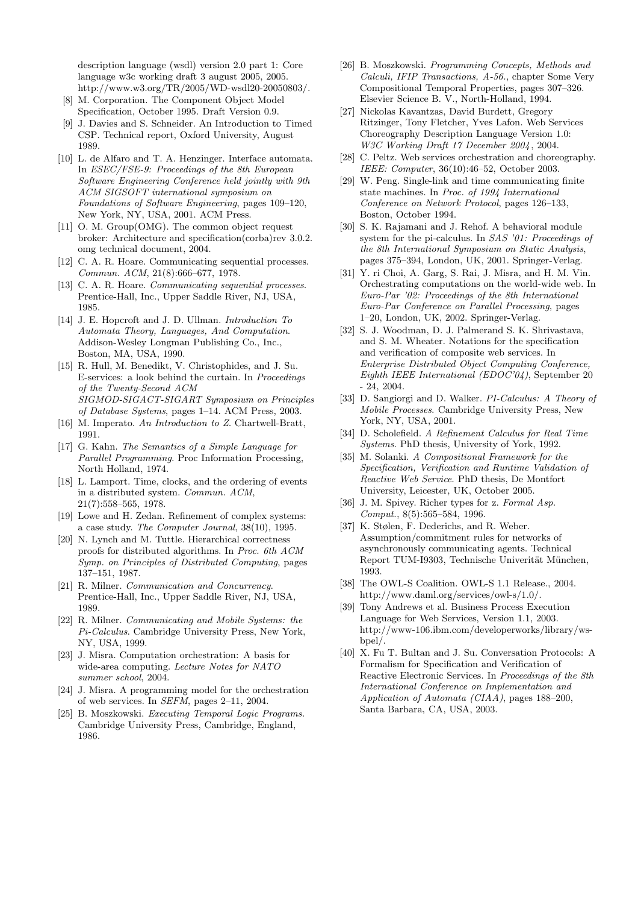description language (wsdl) version 2.0 part 1: Core language w3c working draft 3 august 2005, 2005. http://www.w3.org/TR/2005/WD-wsdl20-20050803/.

[8] M. Corporation. The Component Object Model Specification, October 1995. Draft Version 0.9.

[9] J. Davies and S. Schneider. An Introduction to Timed CSP. Technical report, Oxford University, August 1989.

[10] L. de Alfaro and T. A. Henzinger. Interface automata. In *ESEC/FSE-9: Proceedings of the 8th European Software Engineering Conference held jointly with 9th ACM SIGSOFT international symposium on Foundations of Software Engineering*, pages 109–120, New York, NY, USA, 2001. ACM Press.

[11] O. M. Group(OMG). The common object request broker: Architecture and specification(corba)rev 3.0.2. omg technical document, 2004.

[12] C. A. R. Hoare. Communicating sequential processes. *Commun. ACM*, 21(8):666–677, 1978.

[13] C. A. R. Hoare. *Communicating sequential processes*. Prentice-Hall, Inc., Upper Saddle River, NJ, USA, 1985.

[14] J. E. Hopcroft and J. D. Ullman. *Introduction To Automata Theory, Languages, And Computation*. Addison-Wesley Longman Publishing Co., Inc., Boston, MA, USA, 1990.

[15] R. Hull, M. Benedikt, V. Christophides, and J. Su. E-services: a look behind the curtain. In *Proceedings of the Twenty-Second ACM SIGMOD-SIGACT-SIGART Symposium on Principles of Database Systems*, pages 1–14. ACM Press, 2003.

[16] M. Imperato. *An Introduction to Z*. Chartwell-Bratt, 1991.

[17] G. Kahn. *The Semantics of a Simple Language for Parallel Programming*. Proc Information Processing, North Holland, 1974.

[18] L. Lamport. Time, clocks, and the ordering of events in a distributed system. *Commun. ACM*, 21(7):558–565, 1978.

[19] Lowe and H. Zedan. Refinement of complex systems: a case study. *The Computer Journal*, 38(10), 1995.

[20] N. Lynch and M. Tuttle. Hierarchical correctness proofs for distributed algorithms. In *Proc. 6th ACM Symp. on Principles of Distributed Computing*, pages 137–151, 1987.

[21] R. Milner. *Communication and Concurrency*. Prentice-Hall, Inc., Upper Saddle River, NJ, USA, 1989.

[22] R. Milner. *Communicating and Mobile Systems: the Pi-Calculus*. Cambridge University Press, New York, NY, USA, 1999.

[23] J. Misra. Computation orchestration: A basis for wide-area computing. *Lecture Notes for NATO summer school*, 2004.

[24] J. Misra. A programming model for the orchestration of web services. In *SEFM*, pages 2–11, 2004.

[25] B. Moszkowski. *Executing Temporal Logic Programs*. Cambridge University Press, Cambridge, England, 1986.

[26] B. Moszkowski. *Programming Concepts, Methods and Calculi, IFIP Transactions, A-56.*, chapter Some Very Compositional Temporal Properties, pages 307–326. Elsevier Science B. V., North-Holland, 1994.

[27] Nickolas Kavantzas, David Burdett, Gregory Ritzinger, Tony Fletcher, Yves Lafon. Web Services Choreography Description Language Version 1.0: *W3C Working Draft 17 December 2004*, 2004.

[28] C. Peltz. Web services orchestration and choreography. *IEEE: Computer*, 36(10):46–52, October 2003.

[29] W. Peng. Single-link and time communicating finite state machines. In *Proc. of 1994 International Conference on Network Protocol*, pages 126–133, Boston, October 1994.

[30] S. K. Rajamani and J. Rehof. A behavioral module system for the pi-calculus. In *SAS '01: Proceedings of the 8th International Symposium on Static Analysis*, pages 375–394, London, UK, 2001. Springer-Verlag.

[31] Y. ri Choi, A. Garg, S. Rai, J. Misra, and H. M. Vin. Orchestrating computations on the world-wide web. In *Euro-Par '02: Proceedings of the 8th International Euro-Par Conference on Parallel Processing*, pages 1–20, London, UK, 2002. Springer-Verlag.

[32] S. J. Woodman, D. J. Palmerand S. K. Shrivastava, and S. M. Wheater. Notations for the specification and verification of composite web services. In *Enterprise Distributed Object Computing Conference, Eighth IEEE International (EDOC'04)*, September 20 - 24, 2004.

[33] D. Sangiorgi and D. Walker. *PI-Calculus: A Theory of Mobile Processes*. Cambridge University Press, New York, NY, USA, 2001.

[34] D. Scholefield. *A Refinement Calculus for Real Time Systems*. PhD thesis, University of York, 1992.

[35] M. Solanki. *A Compositional Framework for the Specification, Verification and Runtime Validation of Reactive Web Service*. PhD thesis, De Montfort University, Leicester, UK, October 2005.

[36] J. M. Spivey. Richer types for z. *Formal Asp. Comput.*, 8(5):565–584, 1996.

[37] K. Stølen, F. Dederichs, and R. Weber. Assumption/commitment rules for networks of asynchronously communicating agents. Technical Report TUM-I9303, Technische Univerität München, 1993.

[38] The OWL-S Coalition. OWL-S 1.1 Release., 2004. http://www.daml.org/services/owl-s/1.0/.

[39] Tony Andrews et al. Business Process Execution Language for Web Services, Version 1.1, 2003. http://www-106.ibm.com/developerworks/library/ws-bpel/.

[40] X. Fu T. Bultan and J. Su. Conversation Protocols: A Formalism for Specification and Verification of Reactive Electronic Services. In *Proceedings of the 8th International Conference on Implementation and Application of Automata (CIAA)*, pages 188–200, Santa Barbara, CA, USA, 2003.